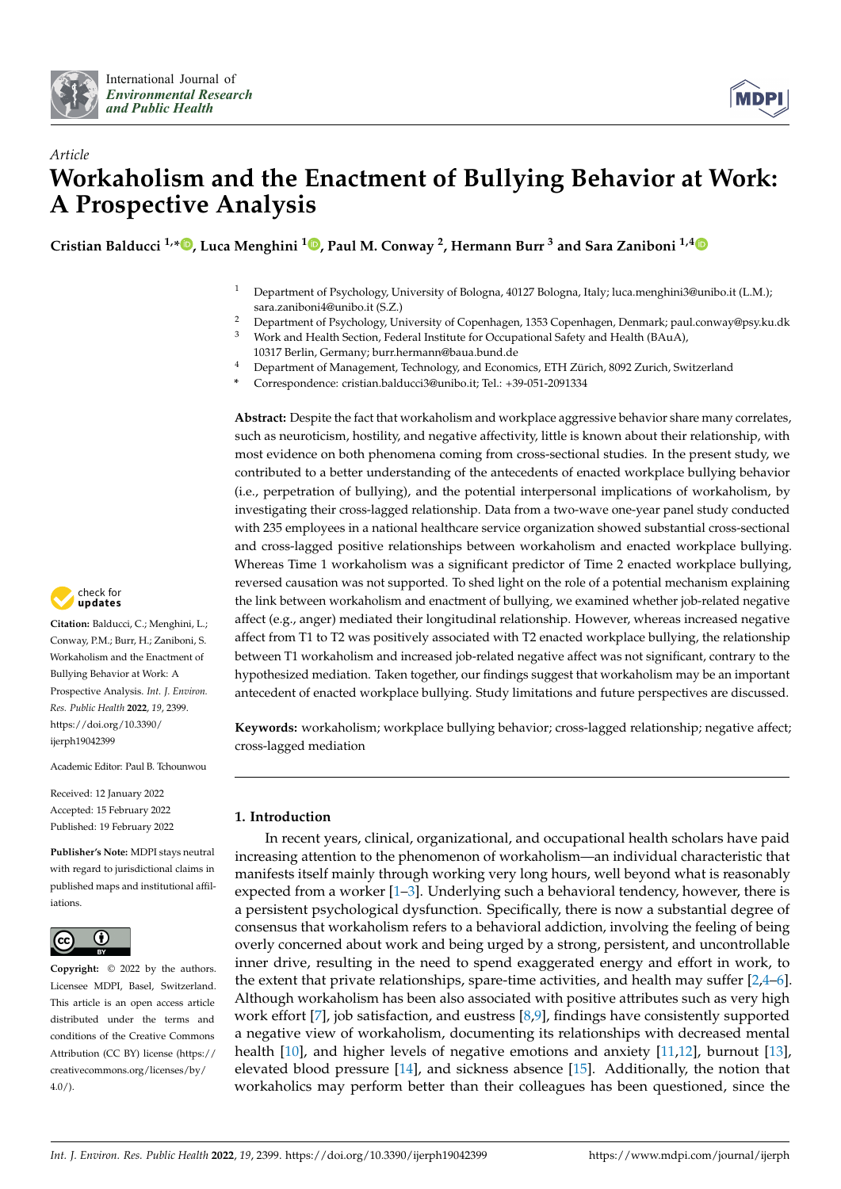International Journal of *Environmental Research and Public Health*

*Article*

# Workaholism and the Enactment of Bullying Behavior at Work: A Prospective Analysis

**Cristian Balducci [1,*], Luca Menghini [1], Paul M. Conway [2], Hermann Burr [3] and Sara Zaniboni [1,4]**

[1] Department of Psychology, University of Bologna, 40127 Bologna, Italy; luca.menghini3@unibo.it (L.M.); sara.zaniboni4@unibo.it (S.Z.)
[2] Department of Psychology, University of Copenhagen, 1353 Copenhagen, Denmark; paul.conway@psy.ku.dk
[3] Work and Health Section, Federal Institute for Occupational Safety and Health (BAuA), 10317 Berlin, Germany; burr.hermann@baua.bund.de
[4] Department of Management, Technology, and Economics, ETH Zürich, 8092 Zurich, Switzerland
[*] Correspondence: cristian.balducci3@unibo.it; Tel.: +39-051-2091334

**Abstract:** Despite the fact that workaholism and workplace aggressive behavior share many correlates, such as neuroticism, hostility, and negative affectivity, little is known about their relationship, with most evidence on both phenomena coming from cross-sectional studies. In the present study, we contributed to a better understanding of the antecedents of enacted workplace bullying behavior (i.e., perpetration of bullying), and the potential interpersonal implications of workaholism, by investigating their cross-lagged relationship. Data from a two-wave one-year panel study conducted with 235 employees in a national healthcare service organization showed substantial cross-sectional and cross-lagged positive relationships between workaholism and enacted workplace bullying. Whereas Time 1 workaholism was a significant predictor of Time 2 enacted workplace bullying, reversed causation was not supported. To shed light on the role of a potential mechanism explaining the link between workaholism and enactment of bullying, we examined whether job-related negative affect (e.g., anger) mediated their longitudinal relationship. However, whereas increased negative affect from T1 to T2 was positively associated with T2 enacted workplace bullying, the relationship between T1 workaholism and increased job-related negative affect was not significant, contrary to the hypothesized mediation. Taken together, our findings suggest that workaholism may be an important antecedent of enacted workplace bullying. Study limitations and future perspectives are discussed.

**Keywords:** workaholism; workplace bullying behavior; cross-lagged relationship; negative affect; cross-lagged mediation

**Citation:** Balducci, C.; Menghini, L.; Conway, P.M.; Burr, H.; Zaniboni, S. Workaholism and the Enactment of Bullying Behavior at Work: A Prospective Analysis. *Int. J. Environ. Res. Public Health* **2022**, *19*, 2399. https://doi.org/10.3390/ijerph19042399

Academic Editor: Paul B. Tchounwou

Received: 12 January 2022
Accepted: 15 February 2022
Published: 19 February 2022

**Publisher's Note:** MDPI stays neutral with regard to jurisdictional claims in published maps and institutional affiliations.

**Copyright:** © 2022 by the authors. Licensee MDPI, Basel, Switzerland. This article is an open access article distributed under the terms and conditions of the Creative Commons Attribution (CC BY) license (https://creativecommons.org/licenses/by/4.0/).

## 1. Introduction

In recent years, clinical, organizational, and occupational health scholars have paid increasing attention to the phenomenon of workaholism—an individual characteristic that manifests itself mainly through working very long hours, well beyond what is reasonably expected from a worker [1–3]. Underlying such a behavioral tendency, however, there is a persistent psychological dysfunction. Specifically, there is now a substantial degree of consensus that workaholism refers to a behavioral addiction, involving the feeling of being overly concerned about work and being urged by a strong, persistent, and uncontrollable inner drive, resulting in the need to spend exaggerated energy and effort in work, to the extent that private relationships, spare-time activities, and health may suffer [2,4–6]. Although workaholism has been also associated with positive attributes such as very high work effort [7], job satisfaction, and eustress [8,9], findings have consistently supported a negative view of workaholism, documenting its relationships with decreased mental health [10], and higher levels of negative emotions and anxiety [11,12], burnout [13], elevated blood pressure [14], and sickness absence [15]. Additionally, the notion that workaholics may perform better than their colleagues has been questioned, since the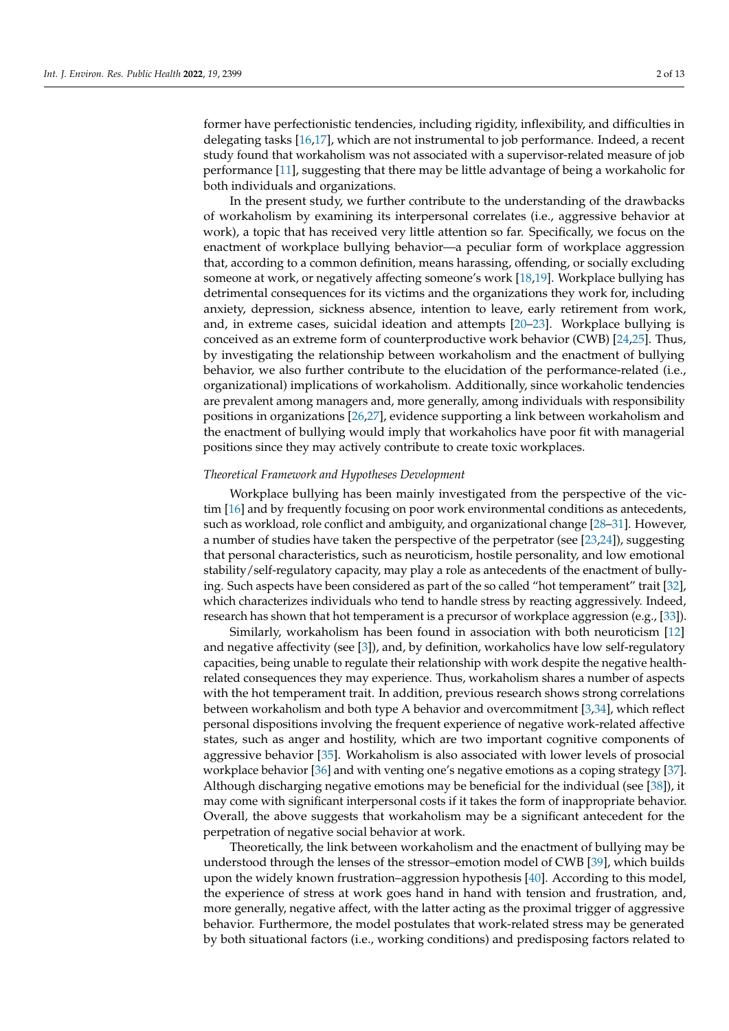former have perfectionistic tendencies, including rigidity, inflexibility, and difficulties in delegating tasks [16,17], which are not instrumental to job performance. Indeed, a recent study found that workaholism was not associated with a supervisor-related measure of job performance [11], suggesting that there may be little advantage of being a workaholic for both individuals and organizations.

In the present study, we further contribute to the understanding of the drawbacks of workaholism by examining its interpersonal correlates (i.e., aggressive behavior at work), a topic that has received very little attention so far. Specifically, we focus on the enactment of workplace bullying behavior—a peculiar form of workplace aggression that, according to a common definition, means harassing, offending, or socially excluding someone at work, or negatively affecting someone's work [18,19]. Workplace bullying has detrimental consequences for its victims and the organizations they work for, including anxiety, depression, sickness absence, intention to leave, early retirement from work, and, in extreme cases, suicidal ideation and attempts [20–23]. Workplace bullying is conceived as an extreme form of counterproductive work behavior (CWB) [24,25]. Thus, by investigating the relationship between workaholism and the enactment of bullying behavior, we also further contribute to the elucidation of the performance-related (i.e., organizational) implications of workaholism. Additionally, since workaholic tendencies are prevalent among managers and, more generally, among individuals with responsibility positions in organizations [26,27], evidence supporting a link between workaholism and the enactment of bullying would imply that workaholics have poor fit with managerial positions since they may actively contribute to create toxic workplaces.

*Theoretical Framework and Hypotheses Development*

Workplace bullying has been mainly investigated from the perspective of the victim [16] and by frequently focusing on poor work environmental conditions as antecedents, such as workload, role conflict and ambiguity, and organizational change [28–31]. However, a number of studies have taken the perspective of the perpetrator (see [23,24]), suggesting that personal characteristics, such as neuroticism, hostile personality, and low emotional stability/self-regulatory capacity, may play a role as antecedents of the enactment of bullying. Such aspects have been considered as part of the so called "hot temperament" trait [32], which characterizes individuals who tend to handle stress by reacting aggressively. Indeed, research has shown that hot temperament is a precursor of workplace aggression (e.g., [33]).

Similarly, workaholism has been found in association with both neuroticism [12] and negative affectivity (see [3]), and, by definition, workaholics have low self-regulatory capacities, being unable to regulate their relationship with work despite the negative health-related consequences they may experience. Thus, workaholism shares a number of aspects with the hot temperament trait. In addition, previous research shows strong correlations between workaholism and both type A behavior and overcommitment [3,34], which reflect personal dispositions involving the frequent experience of negative work-related affective states, such as anger and hostility, which are two important cognitive components of aggressive behavior [35]. Workaholism is also associated with lower levels of prosocial workplace behavior [36] and with venting one's negative emotions as a coping strategy [37]. Although discharging negative emotions may be beneficial for the individual (see [38]), it may come with significant interpersonal costs if it takes the form of inappropriate behavior. Overall, the above suggests that workaholism may be a significant antecedent for the perpetration of negative social behavior at work.

Theoretically, the link between workaholism and the enactment of bullying may be understood through the lenses of the stressor–emotion model of CWB [39], which builds upon the widely known frustration–aggression hypothesis [40]. According to this model, the experience of stress at work goes hand in hand with tension and frustration, and, more generally, negative affect, with the latter acting as the proximal trigger of aggressive behavior. Furthermore, the model postulates that work-related stress may be generated by both situational factors (i.e., working conditions) and predisposing factors related to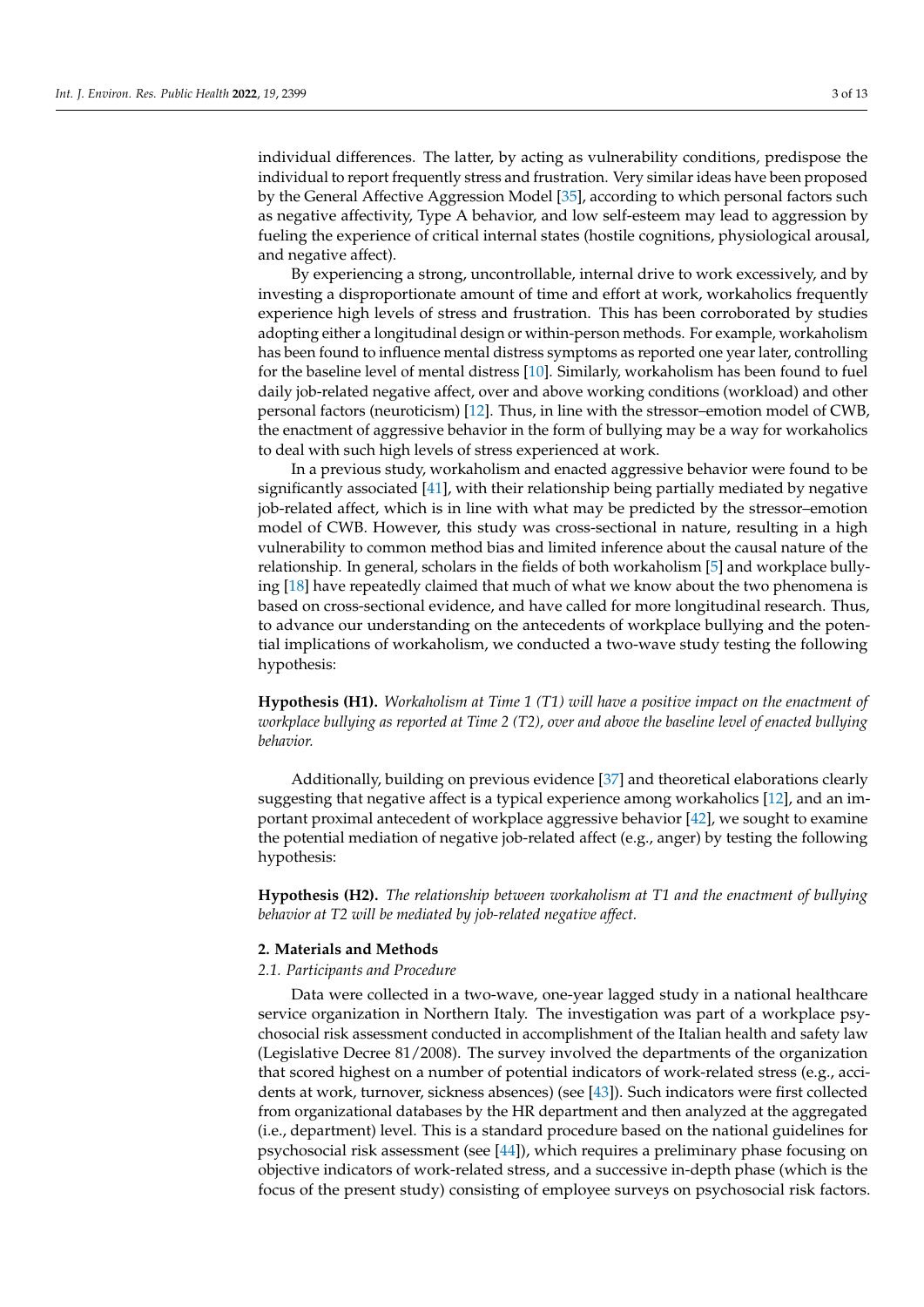individual differences. The latter, by acting as vulnerability conditions, predispose the individual to report frequently stress and frustration. Very similar ideas have been proposed by the General Affective Aggression Model [35], according to which personal factors such as negative affectivity, Type A behavior, and low self-esteem may lead to aggression by fueling the experience of critical internal states (hostile cognitions, physiological arousal, and negative affect).

By experiencing a strong, uncontrollable, internal drive to work excessively, and by investing a disproportionate amount of time and effort at work, workaholics frequently experience high levels of stress and frustration. This has been corroborated by studies adopting either a longitudinal design or within-person methods. For example, workaholism has been found to influence mental distress symptoms as reported one year later, controlling for the baseline level of mental distress [10]. Similarly, workaholism has been found to fuel daily job-related negative affect, over and above working conditions (workload) and other personal factors (neuroticism) [12]. Thus, in line with the stressor–emotion model of CWB, the enactment of aggressive behavior in the form of bullying may be a way for workaholics to deal with such high levels of stress experienced at work.

In a previous study, workaholism and enacted aggressive behavior were found to be significantly associated [41], with their relationship being partially mediated by negative job-related affect, which is in line with what may be predicted by the stressor–emotion model of CWB. However, this study was cross-sectional in nature, resulting in a high vulnerability to common method bias and limited inference about the causal nature of the relationship. In general, scholars in the fields of both workaholism [5] and workplace bullying [18] have repeatedly claimed that much of what we know about the two phenomena is based on cross-sectional evidence, and have called for more longitudinal research. Thus, to advance our understanding on the antecedents of workplace bullying and the potential implications of workaholism, we conducted a two-wave study testing the following hypothesis:

**Hypothesis (H1).** *Workaholism at Time 1 (T1) will have a positive impact on the enactment of workplace bullying as reported at Time 2 (T2), over and above the baseline level of enacted bullying behavior.*

Additionally, building on previous evidence [37] and theoretical elaborations clearly suggesting that negative affect is a typical experience among workaholics [12], and an important proximal antecedent of workplace aggressive behavior [42], we sought to examine the potential mediation of negative job-related affect (e.g., anger) by testing the following hypothesis:

**Hypothesis (H2).** *The relationship between workaholism at T1 and the enactment of bullying behavior at T2 will be mediated by job-related negative affect.*

## 2. Materials and Methods

### 2.1. Participants and Procedure

Data were collected in a two-wave, one-year lagged study in a national healthcare service organization in Northern Italy. The investigation was part of a workplace psychosocial risk assessment conducted in accomplishment of the Italian health and safety law (Legislative Decree 81/2008). The survey involved the departments of the organization that scored highest on a number of potential indicators of work-related stress (e.g., accidents at work, turnover, sickness absences) (see [43]). Such indicators were first collected from organizational databases by the HR department and then analyzed at the aggregated (i.e., department) level. This is a standard procedure based on the national guidelines for psychosocial risk assessment (see [44]), which requires a preliminary phase focusing on objective indicators of work-related stress, and a successive in-depth phase (which is the focus of the present study) consisting of employee surveys on psychosocial risk factors.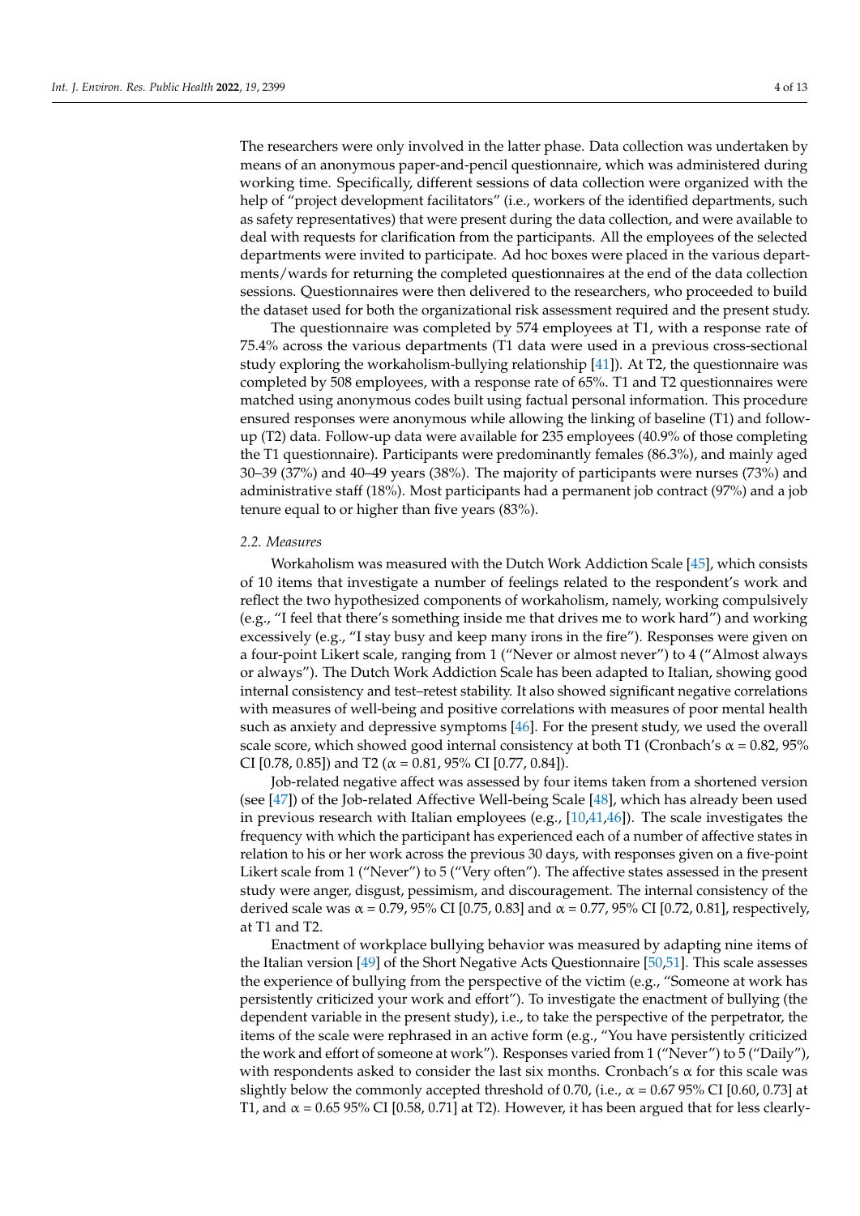The researchers were only involved in the latter phase. Data collection was undertaken by means of an anonymous paper-and-pencil questionnaire, which was administered during working time. Specifically, different sessions of data collection were organized with the help of "project development facilitators" (i.e., workers of the identified departments, such as safety representatives) that were present during the data collection, and were available to deal with requests for clarification from the participants. All the employees of the selected departments were invited to participate. Ad hoc boxes were placed in the various departments/wards for returning the completed questionnaires at the end of the data collection sessions. Questionnaires were then delivered to the researchers, who proceeded to build the dataset used for both the organizational risk assessment required and the present study.

The questionnaire was completed by 574 employees at T1, with a response rate of 75.4% across the various departments (T1 data were used in a previous cross-sectional study exploring the workaholism-bullying relationship [41]). At T2, the questionnaire was completed by 508 employees, with a response rate of 65%. T1 and T2 questionnaires were matched using anonymous codes built using factual personal information. This procedure ensured responses were anonymous while allowing the linking of baseline (T1) and follow-up (T2) data. Follow-up data were available for 235 employees (40.9% of those completing the T1 questionnaire). Participants were predominantly females (86.3%), and mainly aged 30–39 (37%) and 40–49 years (38%). The majority of participants were nurses (73%) and administrative staff (18%). Most participants had a permanent job contract (97%) and a job tenure equal to or higher than five years (83%).

### 2.2. Measures

Workaholism was measured with the Dutch Work Addiction Scale [45], which consists of 10 items that investigate a number of feelings related to the respondent's work and reflect the two hypothesized components of workaholism, namely, working compulsively (e.g., "I feel that there's something inside me that drives me to work hard") and working excessively (e.g., "I stay busy and keep many irons in the fire"). Responses were given on a four-point Likert scale, ranging from 1 ("Never or almost never") to 4 ("Almost always or always"). The Dutch Work Addiction Scale has been adapted to Italian, showing good internal consistency and test–retest stability. It also showed significant negative correlations with measures of well-being and positive correlations with measures of poor mental health such as anxiety and depressive symptoms [46]. For the present study, we used the overall scale score, which showed good internal consistency at both T1 (Cronbach's $\alpha = 0.82$, 95% CI [0.78, 0.85]) and T2 ($\alpha = 0.81$, 95% CI [0.77, 0.84]).

Job-related negative affect was assessed by four items taken from a shortened version (see [47]) of the Job-related Affective Well-being Scale [48], which has already been used in previous research with Italian employees (e.g., [10,41,46]). The scale investigates the frequency with which the participant has experienced each of a number of affective states in relation to his or her work across the previous 30 days, with responses given on a five-point Likert scale from 1 ("Never") to 5 ("Very often"). The affective states assessed in the present study were anger, disgust, pessimism, and discouragement. The internal consistency of the derived scale was $\alpha = 0.79$, 95% CI [0.75, 0.83] and $\alpha = 0.77$, 95% CI [0.72, 0.81], respectively, at T1 and T2.

Enactment of workplace bullying behavior was measured by adapting nine items of the Italian version [49] of the Short Negative Acts Questionnaire [50,51]. This scale assesses the experience of bullying from the perspective of the victim (e.g., "Someone at work has persistently criticized your work and effort"). To investigate the enactment of bullying (the dependent variable in the present study), i.e., to take the perspective of the perpetrator, the items of the scale were rephrased in an active form (e.g., "You have persistently criticized the work and effort of someone at work"). Responses varied from 1 ("Never") to 5 ("Daily"), with respondents asked to consider the last six months. Cronbach's $\alpha$ for this scale was slightly below the commonly accepted threshold of 0.70, (i.e., $\alpha = 0.67$ 95% CI [0.60, 0.73] at T1, and $\alpha = 0.65$ 95% CI [0.58, 0.71] at T2). However, it has been argued that for less clearly-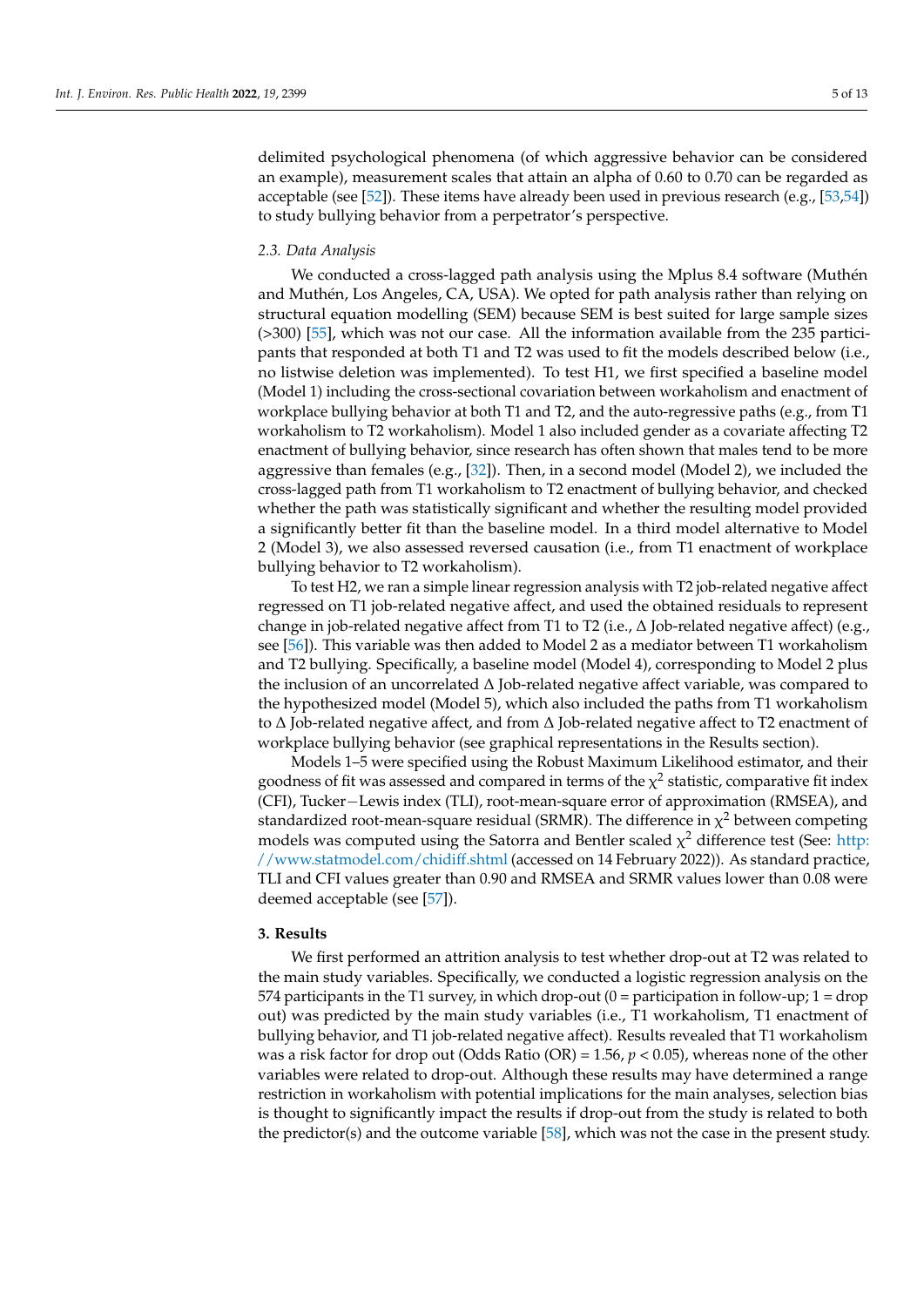delimited psychological phenomena (of which aggressive behavior can be considered an example), measurement scales that attain an alpha of 0.60 to 0.70 can be regarded as acceptable (see [52]). These items have already been used in previous research (e.g., [53,54]) to study bullying behavior from a perpetrator's perspective.

### 2.3. Data Analysis

We conducted a cross-lagged path analysis using the Mplus 8.4 software (Muthén and Muthén, Los Angeles, CA, USA). We opted for path analysis rather than relying on structural equation modelling (SEM) because SEM is best suited for large sample sizes (>300) [55], which was not our case. All the information available from the 235 participants that responded at both T1 and T2 was used to fit the models described below (i.e., no listwise deletion was implemented). To test H1, we first specified a baseline model (Model 1) including the cross-sectional covariation between workaholism and enactment of workplace bullying behavior at both T1 and T2, and the auto-regressive paths (e.g., from T1 workaholism to T2 workaholism). Model 1 also included gender as a covariate affecting T2 enactment of bullying behavior, since research has often shown that males tend to be more aggressive than females (e.g., [32]). Then, in a second model (Model 2), we included the cross-lagged path from T1 workaholism to T2 enactment of bullying behavior, and checked whether the path was statistically significant and whether the resulting model provided a significantly better fit than the baseline model. In a third model alternative to Model 2 (Model 3), we also assessed reversed causation (i.e., from T1 enactment of workplace bullying behavior to T2 workaholism).

To test H2, we ran a simple linear regression analysis with T2 job-related negative affect regressed on T1 job-related negative affect, and used the obtained residuals to represent change in job-related negative affect from T1 to T2 (i.e., $\Delta$ Job-related negative affect) (e.g., see [56]). This variable was then added to Model 2 as a mediator between T1 workaholism and T2 bullying. Specifically, a baseline model (Model 4), corresponding to Model 2 plus the inclusion of an uncorrelated $\Delta$ Job-related negative affect variable, was compared to the hypothesized model (Model 5), which also included the paths from T1 workaholism to $\Delta$ Job-related negative affect, and from $\Delta$ Job-related negative affect to T2 enactment of workplace bullying behavior (see graphical representations in the Results section).

Models 1–5 were specified using the Robust Maximum Likelihood estimator, and their goodness of fit was assessed and compared in terms of the $\chi^2$ statistic, comparative fit index (CFI), Tucker−Lewis index (TLI), root-mean-square error of approximation (RMSEA), and standardized root-mean-square residual (SRMR). The difference in $\chi^2$ between competing models was computed using the Satorra and Bentler scaled $\chi^2$ difference test (See: http://www.statmodel.com/chidiff.shtml (accessed on 14 February 2022)). As standard practice, TLI and CFI values greater than 0.90 and RMSEA and SRMR values lower than 0.08 were deemed acceptable (see [57]).

## 3. Results

We first performed an attrition analysis to test whether drop-out at T2 was related to the main study variables. Specifically, we conducted a logistic regression analysis on the 574 participants in the T1 survey, in which drop-out (0 = participation in follow-up; 1 = drop out) was predicted by the main study variables (i.e., T1 workaholism, T1 enactment of bullying behavior, and T1 job-related negative affect). Results revealed that T1 workaholism was a risk factor for drop out (Odds Ratio (OR) = 1.56, $p < 0.05$), whereas none of the other variables were related to drop-out. Although these results may have determined a range restriction in workaholism with potential implications for the main analyses, selection bias is thought to significantly impact the results if drop-out from the study is related to both the predictor(s) and the outcome variable [58], which was not the case in the present study.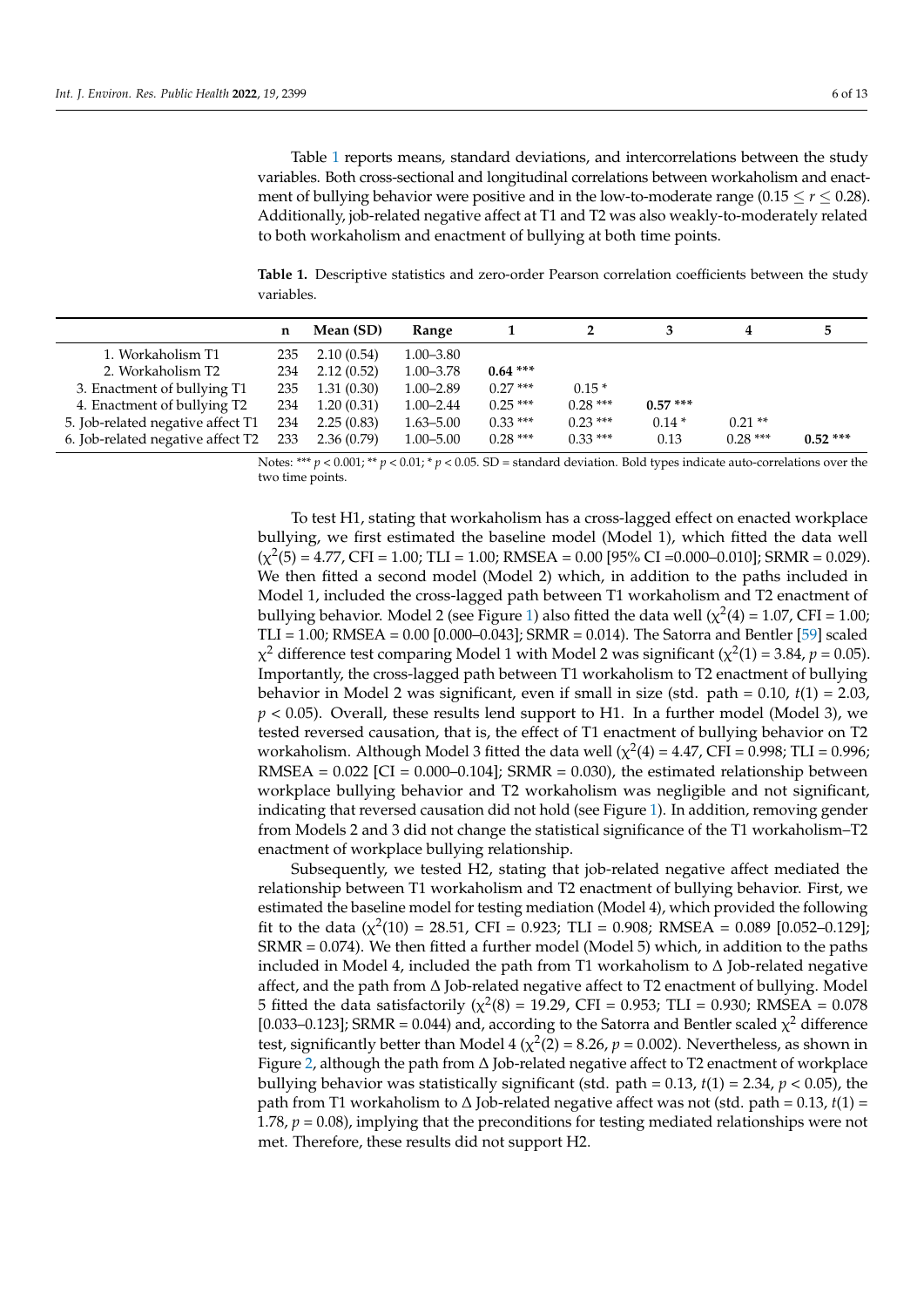Table 1 reports means, standard deviations, and intercorrelations between the study variables. Both cross-sectional and longitudinal correlations between workaholism and enactment of bullying behavior were positive and in the low-to-moderate range ($0.15 \leq r \leq 0.28$). Additionally, job-related negative affect at T1 and T2 was also weakly-to-moderately related to both workaholism and enactment of bullying at both time points.

**Table 1.** Descriptive statistics and zero-order Pearson correlation coefficients between the study variables.

| | n | Mean (SD) | Range | 1 | 2 | 3 | 4 | 5 |
|---|---|---|---|---|---|---|---|---|
| 1. Workaholism T1 | 235 | 2.10 (0.54) | 1.00–3.80 | | | | | |
| 2. Workaholism T2 | 234 | 2.12 (0.52) | 1.00–3.78 | **0.64 \*\*\*** | | | | |
| 3. Enactment of bullying T1 | 235 | 1.31 (0.30) | 1.00–2.89 | 0.27 \*\*\* | 0.15 \* | | | |
| 4. Enactment of bullying T2 | 234 | 1.20 (0.31) | 1.00–2.44 | 0.25 \*\*\* | 0.28 \*\*\* | **0.57 \*\*\*** | | |
| 5. Job-related negative affect T1 | 234 | 2.25 (0.83) | 1.63–5.00 | 0.33 \*\*\* | 0.23 \*\*\* | 0.14 \* | 0.21 \*\* | |
| 6. Job-related negative affect T2 | 233 | 2.36 (0.79) | 1.00–5.00 | 0.28 \*\*\* | 0.33 \*\*\* | 0.13 | 0.28 \*\*\* | **0.52 \*\*\*** |

Notes: *** $p < 0.001$; ** $p < 0.01$; * $p < 0.05$. SD = standard deviation. Bold types indicate auto-correlations over the two time points.

To test H1, stating that workaholism has a cross-lagged effect on enacted workplace bullying, we first estimated the baseline model (Model 1), which fitted the data well ($\chi^2(5) = 4.77$, CFI = 1.00; TLI = 1.00; RMSEA = 0.00 [95% CI =0.000–0.010]; SRMR = 0.029). We then fitted a second model (Model 2) which, in addition to the paths included in Model 1, included the cross-lagged path between T1 workaholism and T2 enactment of bullying behavior. Model 2 (see Figure 1) also fitted the data well ($\chi^2(4) = 1.07$, CFI = 1.00; TLI = 1.00; RMSEA = 0.00 [0.000–0.043]; SRMR = 0.014). The Satorra and Bentler [59] scaled $\chi^2$ difference test comparing Model 1 with Model 2 was significant ($\chi^2(1) = 3.84$, $p = 0.05$). Importantly, the cross-lagged path between T1 workaholism to T2 enactment of bullying behavior in Model 2 was significant, even if small in size (std. path = 0.10, $t(1) = 2.03$, $p < 0.05$). Overall, these results lend support to H1. In a further model (Model 3), we tested reversed causation, that is, the effect of T1 enactment of bullying behavior on T2 workaholism. Although Model 3 fitted the data well ($\chi^2(4) = 4.47$, CFI = 0.998; TLI = 0.996; RMSEA = 0.022 [CI = 0.000–0.104]; SRMR = 0.030), the estimated relationship between workplace bullying behavior and T2 workaholism was negligible and not significant, indicating that reversed causation did not hold (see Figure 1). In addition, removing gender from Models 2 and 3 did not change the statistical significance of the T1 workaholism–T2 enactment of workplace bullying relationship.

Subsequently, we tested H2, stating that job-related negative affect mediated the relationship between T1 workaholism and T2 enactment of bullying behavior. First, we estimated the baseline model for testing mediation (Model 4), which provided the following fit to the data ($\chi^2(10) = 28.51$, CFI = 0.923; TLI = 0.908; RMSEA = 0.089 [0.052–0.129]; SRMR = 0.074). We then fitted a further model (Model 5) which, in addition to the paths included in Model 4, included the path from T1 workaholism to $\Delta$ Job-related negative affect, and the path from $\Delta$ Job-related negative affect to T2 enactment of bullying. Model 5 fitted the data satisfactorily ($\chi^2(8) = 19.29$, CFI = 0.953; TLI = 0.930; RMSEA = 0.078 [0.033–0.123]; SRMR = 0.044) and, according to the Satorra and Bentler scaled $\chi^2$ difference test, significantly better than Model 4 ($\chi^2(2) = 8.26$, $p = 0.002$). Nevertheless, as shown in Figure 2, although the path from $\Delta$ Job-related negative affect to T2 enactment of workplace bullying behavior was statistically significant (std. path = 0.13, $t(1) = 2.34$, $p < 0.05$), the path from T1 workaholism to $\Delta$ Job-related negative affect was not (std. path = 0.13, $t(1) = 1.78$, $p = 0.08$), implying that the preconditions for testing mediated relationships were not met. Therefore, these results did not support H2.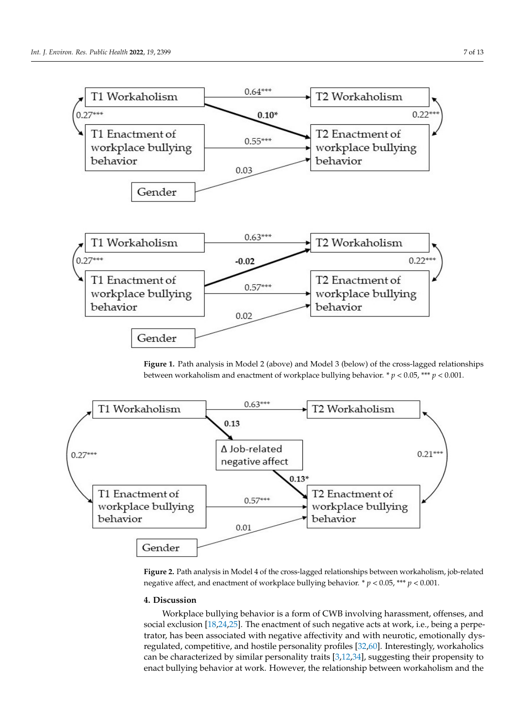**Figure 1.** Path analysis in Model 2 (above) and Model 3 (below) of the cross-lagged relationships between workaholism and enactment of workplace bullying behavior. * $p < 0.05$, *** $p < 0.001$.

**Figure 2.** Path analysis in Model 4 of the cross-lagged relationships between workaholism, job-related negative affect, and enactment of workplace bullying behavior. * $p < 0.05$, *** $p < 0.001$.

## 4. Discussion

Workplace bullying behavior is a form of CWB involving harassment, offenses, and social exclusion [18,24,25]. The enactment of such negative acts at work, i.e., being a perpetrator, has been associated with negative affectivity and with neurotic, emotionally dysregulated, competitive, and hostile personality profiles [32,60]. Interestingly, workaholics can be characterized by similar personality traits [3,12,34], suggesting their propensity to enact bullying behavior at work. However, the relationship between workaholism and the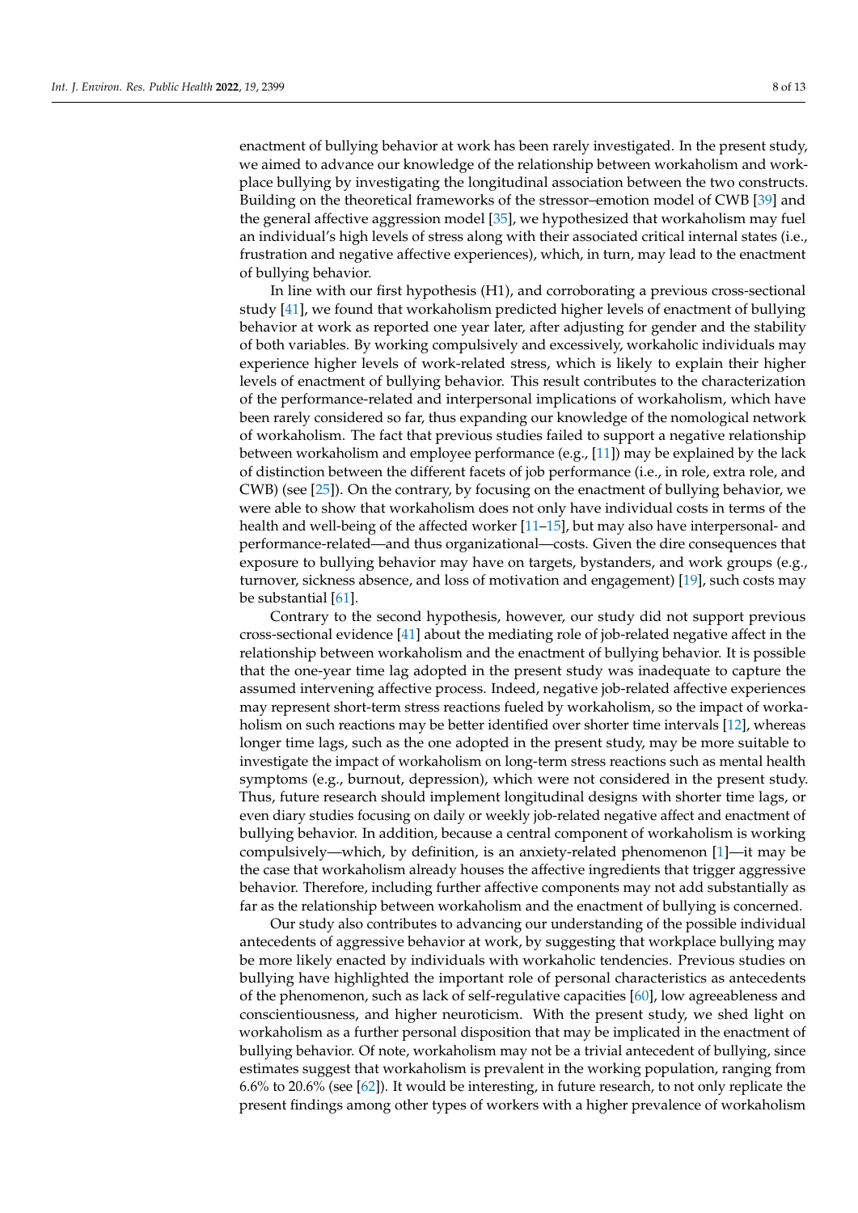enactment of bullying behavior at work has been rarely investigated. In the present study, we aimed to advance our knowledge of the relationship between workaholism and workplace bullying by investigating the longitudinal association between the two constructs. Building on the theoretical frameworks of the stressor–emotion model of CWB [39] and the general affective aggression model [35], we hypothesized that workaholism may fuel an individual's high levels of stress along with their associated critical internal states (i.e., frustration and negative affective experiences), which, in turn, may lead to the enactment of bullying behavior.

In line with our first hypothesis (H1), and corroborating a previous cross-sectional study [41], we found that workaholism predicted higher levels of enactment of bullying behavior at work as reported one year later, after adjusting for gender and the stability of both variables. By working compulsively and excessively, workaholic individuals may experience higher levels of work-related stress, which is likely to explain their higher levels of enactment of bullying behavior. This result contributes to the characterization of the performance-related and interpersonal implications of workaholism, which have been rarely considered so far, thus expanding our knowledge of the nomological network of workaholism. The fact that previous studies failed to support a negative relationship between workaholism and employee performance (e.g., [11]) may be explained by the lack of distinction between the different facets of job performance (i.e., in role, extra role, and CWB) (see [25]). On the contrary, by focusing on the enactment of bullying behavior, we were able to show that workaholism does not only have individual costs in terms of the health and well-being of the affected worker [11–15], but may also have interpersonal- and performance-related—and thus organizational—costs. Given the dire consequences that exposure to bullying behavior may have on targets, bystanders, and work groups (e.g., turnover, sickness absence, and loss of motivation and engagement) [19], such costs may be substantial [61].

Contrary to the second hypothesis, however, our study did not support previous cross-sectional evidence [41] about the mediating role of job-related negative affect in the relationship between workaholism and the enactment of bullying behavior. It is possible that the one-year time lag adopted in the present study was inadequate to capture the assumed intervening affective process. Indeed, negative job-related affective experiences may represent short-term stress reactions fueled by workaholism, so the impact of workaholism on such reactions may be better identified over shorter time intervals [12], whereas longer time lags, such as the one adopted in the present study, may be more suitable to investigate the impact of workaholism on long-term stress reactions such as mental health symptoms (e.g., burnout, depression), which were not considered in the present study. Thus, future research should implement longitudinal designs with shorter time lags, or even diary studies focusing on daily or weekly job-related negative affect and enactment of bullying behavior. In addition, because a central component of workaholism is working compulsively—which, by definition, is an anxiety-related phenomenon [1]—it may be the case that workaholism already houses the affective ingredients that trigger aggressive behavior. Therefore, including further affective components may not add substantially as far as the relationship between workaholism and the enactment of bullying is concerned.

Our study also contributes to advancing our understanding of the possible individual antecedents of aggressive behavior at work, by suggesting that workplace bullying may be more likely enacted by individuals with workaholic tendencies. Previous studies on bullying have highlighted the important role of personal characteristics as antecedents of the phenomenon, such as lack of self-regulative capacities [60], low agreeableness and conscientiousness, and higher neuroticism. With the present study, we shed light on workaholism as a further personal disposition that may be implicated in the enactment of bullying behavior. Of note, workaholism may not be a trivial antecedent of bullying, since estimates suggest that workaholism is prevalent in the working population, ranging from 6.6% to 20.6% (see [62]). It would be interesting, in future research, to not only replicate the present findings among other types of workers with a higher prevalence of workaholism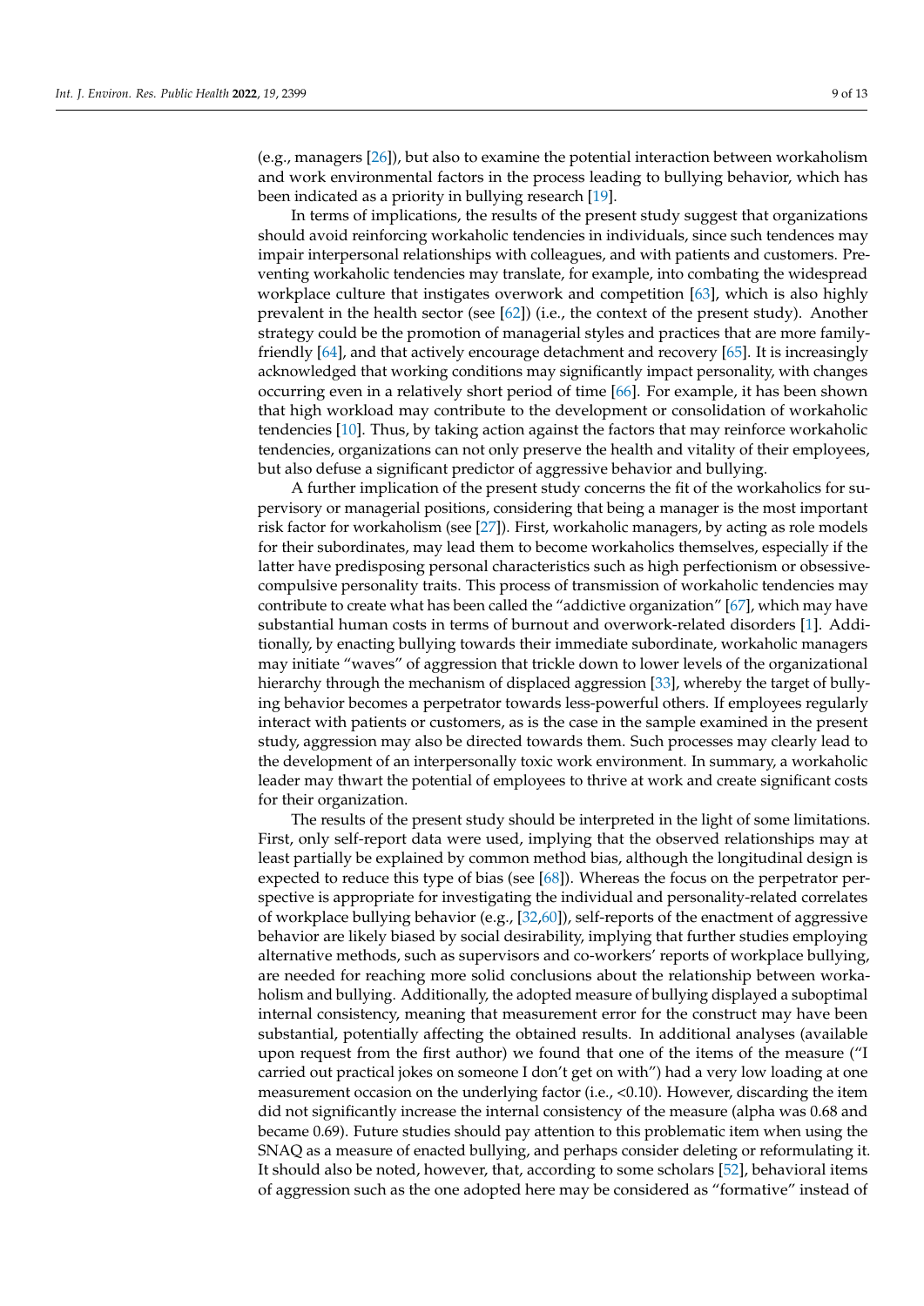(e.g., managers [26]), but also to examine the potential interaction between workaholism and work environmental factors in the process leading to bullying behavior, which has been indicated as a priority in bullying research [19].

In terms of implications, the results of the present study suggest that organizations should avoid reinforcing workaholic tendencies in individuals, since such tendences may impair interpersonal relationships with colleagues, and with patients and customers. Preventing workaholic tendencies may translate, for example, into combating the widespread workplace culture that instigates overwork and competition [63], which is also highly prevalent in the health sector (see [62]) (i.e., the context of the present study). Another strategy could be the promotion of managerial styles and practices that are more family-friendly [64], and that actively encourage detachment and recovery [65]. It is increasingly acknowledged that working conditions may significantly impact personality, with changes occurring even in a relatively short period of time [66]. For example, it has been shown that high workload may contribute to the development or consolidation of workaholic tendencies [10]. Thus, by taking action against the factors that may reinforce workaholic tendencies, organizations can not only preserve the health and vitality of their employees, but also defuse a significant predictor of aggressive behavior and bullying.

A further implication of the present study concerns the fit of the workaholics for supervisory or managerial positions, considering that being a manager is the most important risk factor for workaholism (see [27]). First, workaholic managers, by acting as role models for their subordinates, may lead them to become workaholics themselves, especially if the latter have predisposing personal characteristics such as high perfectionism or obsessive-compulsive personality traits. This process of transmission of workaholic tendencies may contribute to create what has been called the "addictive organization" [67], which may have substantial human costs in terms of burnout and overwork-related disorders [1]. Additionally, by enacting bullying towards their immediate subordinate, workaholic managers may initiate "waves" of aggression that trickle down to lower levels of the organizational hierarchy through the mechanism of displaced aggression [33], whereby the target of bullying behavior becomes a perpetrator towards less-powerful others. If employees regularly interact with patients or customers, as is the case in the sample examined in the present study, aggression may also be directed towards them. Such processes may clearly lead to the development of an interpersonally toxic work environment. In summary, a workaholic leader may thwart the potential of employees to thrive at work and create significant costs for their organization.

The results of the present study should be interpreted in the light of some limitations. First, only self-report data were used, implying that the observed relationships may at least partially be explained by common method bias, although the longitudinal design is expected to reduce this type of bias (see [68]). Whereas the focus on the perpetrator perspective is appropriate for investigating the individual and personality-related correlates of workplace bullying behavior (e.g., [32,60]), self-reports of the enactment of aggressive behavior are likely biased by social desirability, implying that further studies employing alternative methods, such as supervisors and co-workers' reports of workplace bullying, are needed for reaching more solid conclusions about the relationship between workaholism and bullying. Additionally, the adopted measure of bullying displayed a suboptimal internal consistency, meaning that measurement error for the construct may have been substantial, potentially affecting the obtained results. In additional analyses (available upon request from the first author) we found that one of the items of the measure ("I carried out practical jokes on someone I don't get on with") had a very low loading at one measurement occasion on the underlying factor (i.e., <0.10). However, discarding the item did not significantly increase the internal consistency of the measure (alpha was 0.68 and became 0.69). Future studies should pay attention to this problematic item when using the SNAQ as a measure of enacted bullying, and perhaps consider deleting or reformulating it. It should also be noted, however, that, according to some scholars [52], behavioral items of aggression such as the one adopted here may be considered as "formative" instead of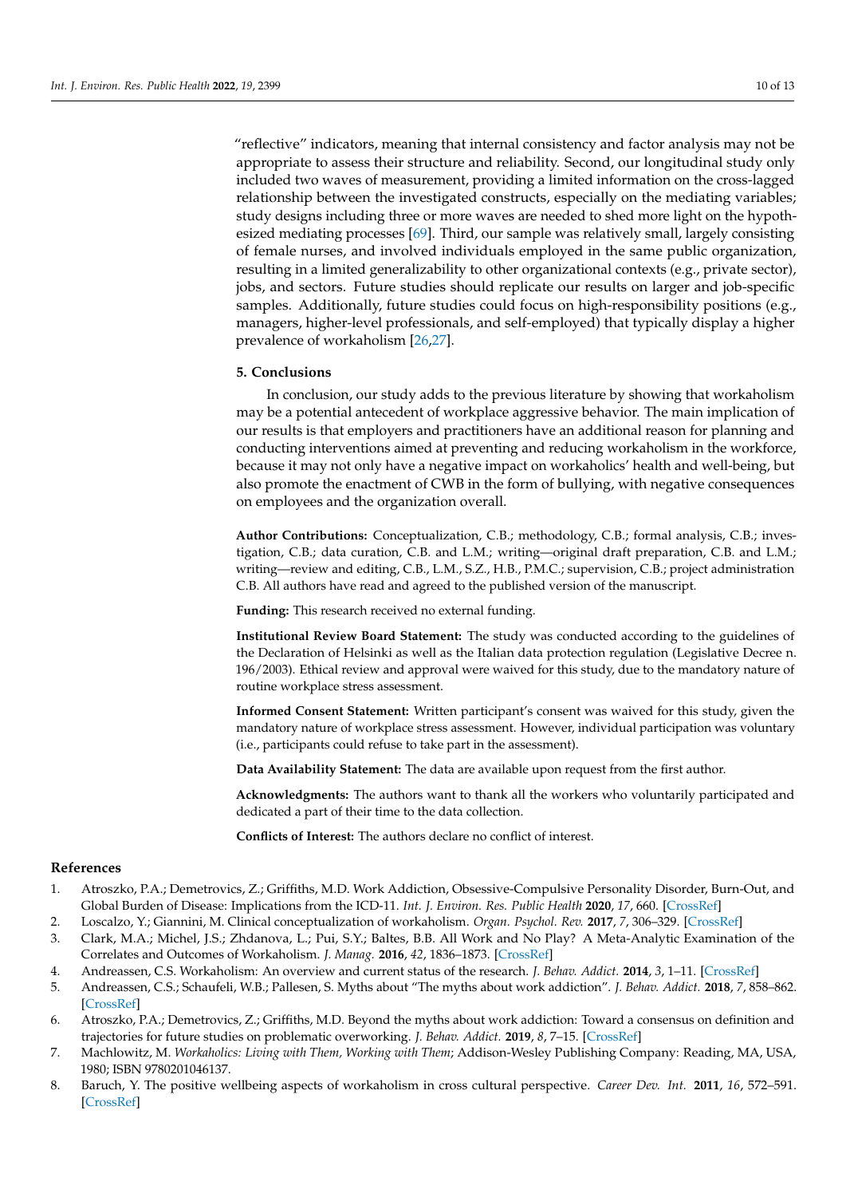"reflective" indicators, meaning that internal consistency and factor analysis may not be appropriate to assess their structure and reliability. Second, our longitudinal study only included two waves of measurement, providing a limited information on the cross-lagged relationship between the investigated constructs, especially on the mediating variables; study designs including three or more waves are needed to shed more light on the hypothesized mediating processes [69]. Third, our sample was relatively small, largely consisting of female nurses, and involved individuals employed in the same public organization, resulting in a limited generalizability to other organizational contexts (e.g., private sector), jobs, and sectors. Future studies should replicate our results on larger and job-specific samples. Additionally, future studies could focus on high-responsibility positions (e.g., managers, higher-level professionals, and self-employed) that typically display a higher prevalence of workaholism [26,27].

## 5. Conclusions

In conclusion, our study adds to the previous literature by showing that workaholism may be a potential antecedent of workplace aggressive behavior. The main implication of our results is that employers and practitioners have an additional reason for planning and conducting interventions aimed at preventing and reducing workaholism in the workforce, because it may not only have a negative impact on workaholics' health and well-being, but also promote the enactment of CWB in the form of bullying, with negative consequences on employees and the organization overall.

**Author Contributions:** Conceptualization, C.B.; methodology, C.B.; formal analysis, C.B.; investigation, C.B.; data curation, C.B. and L.M.; writing—original draft preparation, C.B. and L.M.; writing—review and editing, C.B., L.M., S.Z., H.B., P.M.C.; supervision, C.B.; project administration C.B. All authors have read and agreed to the published version of the manuscript.

**Funding:** This research received no external funding.

**Institutional Review Board Statement:** The study was conducted according to the guidelines of the Declaration of Helsinki as well as the Italian data protection regulation (Legislative Decree n. 196/2003). Ethical review and approval were waived for this study, due to the mandatory nature of routine workplace stress assessment.

**Informed Consent Statement:** Written participant's consent was waived for this study, given the mandatory nature of workplace stress assessment. However, individual participation was voluntary (i.e., participants could refuse to take part in the assessment).

**Data Availability Statement:** The data are available upon request from the first author.

**Acknowledgments:** The authors want to thank all the workers who voluntarily participated and dedicated a part of their time to the data collection.

**Conflicts of Interest:** The authors declare no conflict of interest.

## References

1. Atroszko, P.A.; Demetrovics, Z.; Griffiths, M.D. Work Addiction, Obsessive-Compulsive Personality Disorder, Burn-Out, and Global Burden of Disease: Implications from the ICD-11. *Int. J. Environ. Res. Public Health* **2020**, *17*, 660. [CrossRef]
2. Loscalzo, Y.; Giannini, M. Clinical conceptualization of workaholism. *Organ. Psychol. Rev.* **2017**, *7*, 306–329. [CrossRef]
3. Clark, M.A.; Michel, J.S.; Zhdanova, L.; Pui, S.Y.; Baltes, B.B. All Work and No Play? A Meta-Analytic Examination of the Correlates and Outcomes of Workaholism. *J. Manag.* **2016**, *42*, 1836–1873. [CrossRef]
4. Andreassen, C.S. Workaholism: An overview and current status of the research. *J. Behav. Addict.* **2014**, *3*, 1–11. [CrossRef]
5. Andreassen, C.S.; Schaufeli, W.B.; Pallesen, S. Myths about "The myths about work addiction". *J. Behav. Addict.* **2018**, *7*, 858–862. [CrossRef]
6. Atroszko, P.A.; Demetrovics, Z.; Griffiths, M.D. Beyond the myths about work addiction: Toward a consensus on definition and trajectories for future studies on problematic overworking. *J. Behav. Addict.* **2019**, *8*, 7–15. [CrossRef]
7. Machlowitz, M. *Workaholics: Living with Them, Working with Them*; Addison-Wesley Publishing Company: Reading, MA, USA, 1980; ISBN 9780201046137.
8. Baruch, Y. The positive wellbeing aspects of workaholism in cross cultural perspective. *Career Dev. Int.* **2011**, *16*, 572–591. [CrossRef]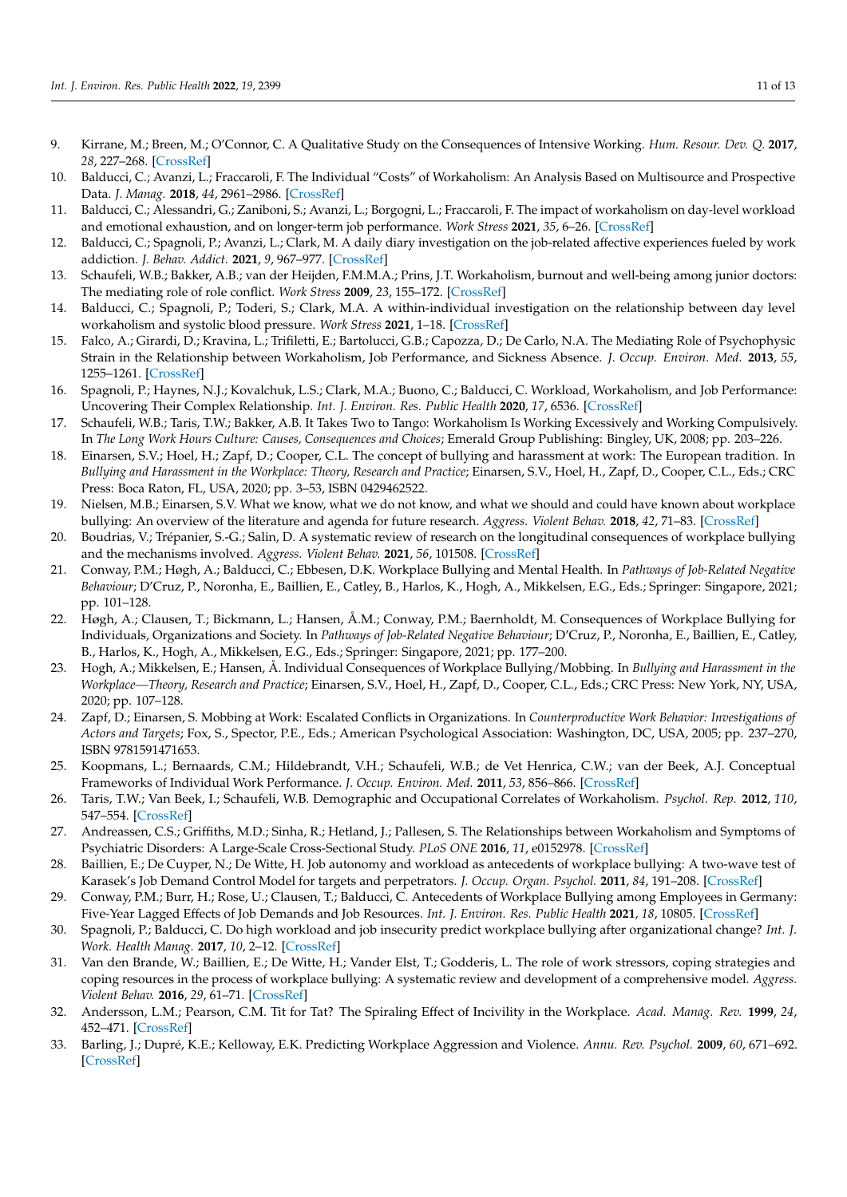9. Kirrane, M.; Breen, M.; O'Connor, C. A Qualitative Study on the Consequences of Intensive Working. *Hum. Resour. Dev. Q.* **2017**, *28*, 227–268. [CrossRef]
10. Balducci, C.; Avanzi, L.; Fraccaroli, F. The Individual "Costs" of Workaholism: An Analysis Based on Multisource and Prospective Data. *J. Manag.* **2018**, *44*, 2961–2986. [CrossRef]
11. Balducci, C.; Alessandri, G.; Zaniboni, S.; Avanzi, L.; Borgogni, L.; Fraccaroli, F. The impact of workaholism on day-level workload and emotional exhaustion, and on longer-term job performance. *Work Stress* **2021**, *35*, 6–26. [CrossRef]
12. Balducci, C.; Spagnoli, P.; Avanzi, L.; Clark, M. A daily diary investigation on the job-related affective experiences fueled by work addiction. *J. Behav. Addict.* **2021**, *9*, 967–977. [CrossRef]
13. Schaufeli, W.B.; Bakker, A.B.; van der Heijden, F.M.M.A.; Prins, J.T. Workaholism, burnout and well-being among junior doctors: The mediating role of role conflict. *Work Stress* **2009**, *23*, 155–172. [CrossRef]
14. Balducci, C.; Spagnoli, P.; Toderi, S.; Clark, M.A. A within-individual investigation on the relationship between day level workaholism and systolic blood pressure. *Work Stress* **2021**, 1–18. [CrossRef]
15. Falco, A.; Girardi, D.; Kravina, L.; Trifiletti, E.; Bartolucci, G.B.; Capozza, D.; De Carlo, N.A. The Mediating Role of Psychophysic Strain in the Relationship between Workaholism, Job Performance, and Sickness Absence. *J. Occup. Environ. Med.* **2013**, *55*, 1255–1261. [CrossRef]
16. Spagnoli, P.; Haynes, N.J.; Kovalchuk, L.S.; Clark, M.A.; Buono, C.; Balducci, C. Workload, Workaholism, and Job Performance: Uncovering Their Complex Relationship. *Int. J. Environ. Res. Public Health* **2020**, *17*, 6536. [CrossRef]
17. Schaufeli, W.B.; Taris, T.W.; Bakker, A.B. It Takes Two to Tango: Workaholism Is Working Excessively and Working Compulsively. In *The Long Work Hours Culture: Causes, Consequences and Choices*; Emerald Group Publishing: Bingley, UK, 2008; pp. 203–226.
18. Einarsen, S.V.; Hoel, H.; Zapf, D.; Cooper, C.L. The concept of bullying and harassment at work: The European tradition. In *Bullying and Harassment in the Workplace: Theory, Research and Practice*; Einarsen, S.V., Hoel, H., Zapf, D., Cooper, C.L., Eds.; CRC Press: Boca Raton, FL, USA, 2020; pp. 3–53, ISBN 0429462522.
19. Nielsen, M.B.; Einarsen, S.V. What we know, what we do not know, and what we should and could have known about workplace bullying: An overview of the literature and agenda for future research. *Aggress. Violent Behav.* **2018**, *42*, 71–83. [CrossRef]
20. Boudrias, V.; Trépanier, S.-G.; Salin, D. A systematic review of research on the longitudinal consequences of workplace bullying and the mechanisms involved. *Aggress. Violent Behav.* **2021**, *56*, 101508. [CrossRef]
21. Conway, P.M.; Høgh, A.; Balducci, C.; Ebbesen, D.K. Workplace Bullying and Mental Health. In *Pathways of Job-Related Negative Behaviour*; D'Cruz, P., Noronha, E., Baillien, E., Catley, B., Harlos, K., Hogh, A., Mikkelsen, E.G., Eds.; Springer: Singapore, 2021; pp. 101–128.
22. Høgh, A.; Clausen, T.; Bickmann, L.; Hansen, Å.M.; Conway, P.M.; Baernholdt, M. Consequences of Workplace Bullying for Individuals, Organizations and Society. In *Pathways of Job-Related Negative Behaviour*; D'Cruz, P., Noronha, E., Baillien, E., Catley, B., Harlos, K., Hogh, A., Mikkelsen, E.G., Eds.; Springer: Singapore, 2021; pp. 177–200.
23. Hogh, A.; Mikkelsen, E.; Hansen, Å. Individual Consequences of Workplace Bullying/Mobbing. In *Bullying and Harassment in the Workplace—Theory, Research and Practice*; Einarsen, S.V., Hoel, H., Zapf, D., Cooper, C.L., Eds.; CRC Press: New York, NY, USA, 2020; pp. 107–128.
24. Zapf, D.; Einarsen, S. Mobbing at Work: Escalated Conflicts in Organizations. In *Counterproductive Work Behavior: Investigations of Actors and Targets*; Fox, S., Spector, P.E., Eds.; American Psychological Association: Washington, DC, USA, 2005; pp. 237–270, ISBN 9781591471653.
25. Koopmans, L.; Bernaards, C.M.; Hildebrandt, V.H.; Schaufeli, W.B.; de Vet Henrica, C.W.; van der Beek, A.J. Conceptual Frameworks of Individual Work Performance. *J. Occup. Environ. Med.* **2011**, *53*, 856–866. [CrossRef]
26. Taris, T.W.; Van Beek, I.; Schaufeli, W.B. Demographic and Occupational Correlates of Workaholism. *Psychol. Rep.* **2012**, *110*, 547–554. [CrossRef]
27. Andreassen, C.S.; Griffiths, M.D.; Sinha, R.; Hetland, J.; Pallesen, S. The Relationships between Workaholism and Symptoms of Psychiatric Disorders: A Large-Scale Cross-Sectional Study. *PLoS ONE* **2016**, *11*, e0152978. [CrossRef]
28. Baillien, E.; De Cuyper, N.; De Witte, H. Job autonomy and workload as antecedents of workplace bullying: A two-wave test of Karasek's Job Demand Control Model for targets and perpetrators. *J. Occup. Organ. Psychol.* **2011**, *84*, 191–208. [CrossRef]
29. Conway, P.M.; Burr, H.; Rose, U.; Clausen, T.; Balducci, C. Antecedents of Workplace Bullying among Employees in Germany: Five-Year Lagged Effects of Job Demands and Job Resources. *Int. J. Environ. Res. Public Health* **2021**, *18*, 10805. [CrossRef]
30. Spagnoli, P.; Balducci, C. Do high workload and job insecurity predict workplace bullying after organizational change? *Int. J. Work. Health Manag.* **2017**, *10*, 2–12. [CrossRef]
31. Van den Brande, W.; Baillien, E.; De Witte, H.; Vander Elst, T.; Godderis, L. The role of work stressors, coping strategies and coping resources in the process of workplace bullying: A systematic review and development of a comprehensive model. *Aggress. Violent Behav.* **2016**, *29*, 61–71. [CrossRef]
32. Andersson, L.M.; Pearson, C.M. Tit for Tat? The Spiraling Effect of Incivility in the Workplace. *Acad. Manag. Rev.* **1999**, *24*, 452–471. [CrossRef]
33. Barling, J.; Dupré, K.E.; Kelloway, E.K. Predicting Workplace Aggression and Violence. *Annu. Rev. Psychol.* **2009**, *60*, 671–692. [CrossRef]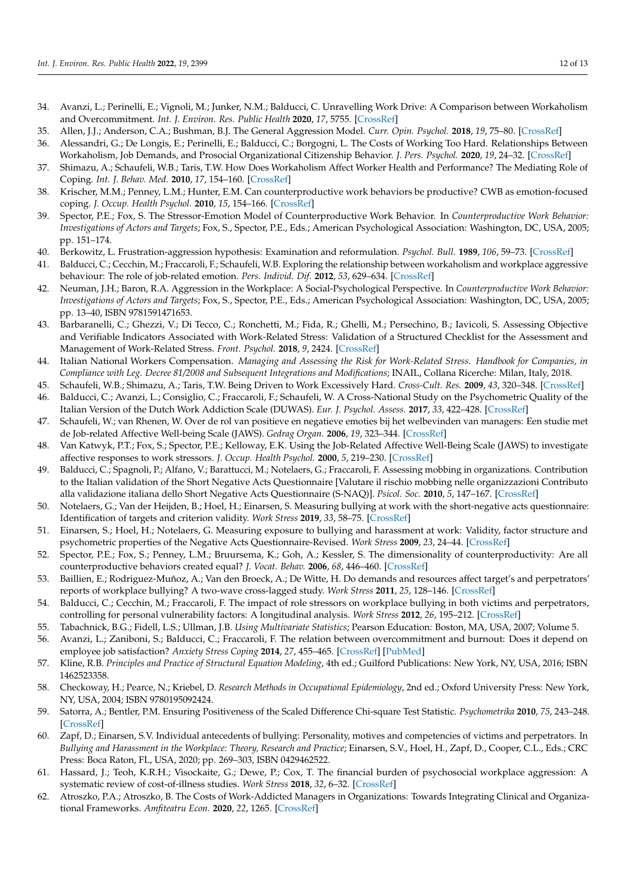34. Avanzi, L.; Perinelli, E.; Vignoli, M.; Junker, N.M.; Balducci, C. Unravelling Work Drive: A Comparison between Workaholism and Overcommitment. *Int. J. Environ. Res. Public Health* **2020**, *17*, 5755. [CrossRef]
35. Allen, J.J.; Anderson, C.A.; Bushman, B.J. The General Aggression Model. *Curr. Opin. Psychol.* **2018**, *19*, 75–80. [CrossRef]
36. Alessandri, G.; De Longis, E.; Perinelli, E.; Balducci, C.; Borgogni, L. The Costs of Working Too Hard. Relationships Between Workaholism, Job Demands, and Prosocial Organizational Citizenship Behavior. *J. Pers. Psychol.* **2020**, *19*, 24–32. [CrossRef]
37. Shimazu, A.; Schaufeli, W.B.; Taris, T.W. How Does Workaholism Affect Worker Health and Performance? The Mediating Role of Coping. *Int. J. Behav. Med.* **2010**, *17*, 154–160. [CrossRef]
38. Krischer, M.M.; Penney, L.M.; Hunter, E.M. Can counterproductive work behaviors be productive? CWB as emotion-focused coping. *J. Occup. Health Psychol.* **2010**, *15*, 154–166. [CrossRef]
39. Spector, P.E.; Fox, S. The Stressor-Emotion Model of Counterproductive Work Behavior. In *Counterproductive Work Behavior: Investigations of Actors and Targets*; Fox, S., Spector, P.E., Eds.; American Psychological Association: Washington, DC, USA, 2005; pp. 151–174.
40. Berkowitz, L. Frustration-aggression hypothesis: Examination and reformulation. *Psychol. Bull.* **1989**, *106*, 59–73. [CrossRef]
41. Balducci, C.; Cecchin, M.; Fraccaroli, F.; Schaufeli, W.B. Exploring the relationship between workaholism and workplace aggressive behaviour: The role of job-related emotion. *Pers. Individ. Dif.* **2012**, *53*, 629–634. [CrossRef]
42. Neuman, J.H.; Baron, R.A. Aggression in the Workplace: A Social-Psychological Perspective. In *Counterproductive Work Behavior: Investigations of Actors and Targets*; Fox, S., Spector, P.E., Eds.; American Psychological Association: Washington, DC, USA, 2005; pp. 13–40, ISBN 9781591471653.
43. Barbaranelli, C.; Ghezzi, V.; Di Tecco, C.; Ronchetti, M.; Fida, R.; Ghelli, M.; Persechino, B.; Iavicoli, S. Assessing Objective and Verifiable Indicators Associated with Work-Related Stress: Validation of a Structured Checklist for the Assessment and Management of Work-Related Stress. *Front. Psychol.* **2018**, *9*, 2424. [CrossRef]
44. Italian National Workers Compensation. *Managing and Assessing the Risk for Work-Related Stress. Handbook for Companies, in Compliance with Leg. Decree 81/2008 and Subsequent Integrations and Modifications*; INAIL, Collana Ricerche: Milan, Italy, 2018.
45. Schaufeli, W.B.; Shimazu, A.; Taris, T.W. Being Driven to Work Excessively Hard. *Cross-Cult. Res.* **2009**, *43*, 320–348. [CrossRef]
46. Balducci, C.; Avanzi, L.; Consiglio, C.; Fraccaroli, F.; Schaufeli, W. A Cross-National Study on the Psychometric Quality of the Italian Version of the Dutch Work Addiction Scale (DUWAS). *Eur. J. Psychol. Assess.* **2017**, *33*, 422–428. [CrossRef]
47. Schaufeli, W.; van Rhenen, W. Over de rol van positieve en negatieve emoties bij het welbevinden van managers: Een studie met de Job-related Affective Well-being Scale (JAWS). *Gedrag Organ.* **2006**, *19*, 323–344. [CrossRef]
48. Van Katwyk, P.T.; Fox, S.; Spector, P.E.; Kelloway, E.K. Using the Job-Related Affective Well-Being Scale (JAWS) to investigate affective responses to work stressors. *J. Occup. Health Psychol.* **2000**, *5*, 219–230. [CrossRef]
49. Balducci, C.; Spagnoli, P.; Alfano, V.; Barattucci, M.; Notelaers, G.; Fraccaroli, F. Assessing mobbing in organizations. Contribution to the Italian validation of the Short Negative Acts Questionnaire [Valutare il rischio mobbing nelle organizzazioni Contributo alla validazione italiana dello Short Negative Acts Questionnaire (S-NAQ)]. *Psicol. Soc.* **2010**, *5*, 147–167. [CrossRef]
50. Notelaers, G.; Van der Heijden, B.; Hoel, H.; Einarsen, S. Measuring bullying at work with the short-negative acts questionnaire: Identification of targets and criterion validity. *Work Stress* **2019**, *33*, 58–75. [CrossRef]
51. Einarsen, S.; Hoel, H.; Notelaers, G. Measuring exposure to bullying and harassment at work: Validity, factor structure and psychometric properties of the Negative Acts Questionnaire-Revised. *Work Stress* **2009**, *23*, 24–44. [CrossRef]
52. Spector, P.E.; Fox, S.; Penney, L.M.; Bruursema, K.; Goh, A.; Kessler, S. The dimensionality of counterproductivity: Are all counterproductive behaviors created equal? *J. Vocat. Behav.* **2006**, *68*, 446–460. [CrossRef]
53. Baillien, E.; Rodriguez-Muñoz, A.; Van den Broeck, A.; De Witte, H. Do demands and resources affect target's and perpetrators' reports of workplace bullying? A two-wave cross-lagged study. *Work Stress* **2011**, *25*, 128–146. [CrossRef]
54. Balducci, C.; Cecchin, M.; Fraccaroli, F. The impact of role stressors on workplace bullying in both victims and perpetrators, controlling for personal vulnerability factors: A longitudinal analysis. *Work Stress* **2012**, *26*, 195–212. [CrossRef]
55. Tabachnick, B.G.; Fidell, L.S.; Ullman, J.B. *Using Multivariate Statistics*; Pearson Education: Boston, MA, USA, 2007; Volume 5.
56. Avanzi, L.; Zaniboni, S.; Balducci, C.; Fraccaroli, F. The relation between overcommitment and burnout: Does it depend on employee job satisfaction? *Anxiety Stress Coping* **2014**, *27*, 455–465. [CrossRef] [PubMed]
57. Kline, R.B. *Principles and Practice of Structural Equation Modeling*, 4th ed.; Guilford Publications: New York, NY, USA, 2016; ISBN 1462523358.
58. Checkoway, H.; Pearce, N.; Kriebel, D. *Research Methods in Occupational Epidemiology*, 2nd ed.; Oxford University Press: New York, NY, USA, 2004; ISBN 9780195092424.
59. Satorra, A.; Bentler, P.M. Ensuring Positiveness of the Scaled Difference Chi-square Test Statistic. *Psychometrika* **2010**, *75*, 243–248. [CrossRef]
60. Zapf, D.; Einarsen, S.V. Individual antecedents of bullying: Personality, motives and competencies of victims and perpetrators. In *Bullying and Harassment in the Workplace: Theory, Research and Practice*; Einarsen, S.V., Hoel, H., Zapf, D., Cooper, C.L., Eds.; CRC Press: Boca Raton, FL, USA, 2020; pp. 269–303, ISBN 0429462522.
61. Hassard, J.; Teoh, K.R.H.; Visockaite, G.; Dewe, P.; Cox, T. The financial burden of psychosocial workplace aggression: A systematic review of cost-of-illness studies. *Work Stress* **2018**, *32*, 6–32. [CrossRef]
62. Atroszko, P.A.; Atroszko, B. The Costs of Work-Addicted Managers in Organizations: Towards Integrating Clinical and Organizational Frameworks. *Amfiteatru Econ.* **2020**, *22*, 1265. [CrossRef]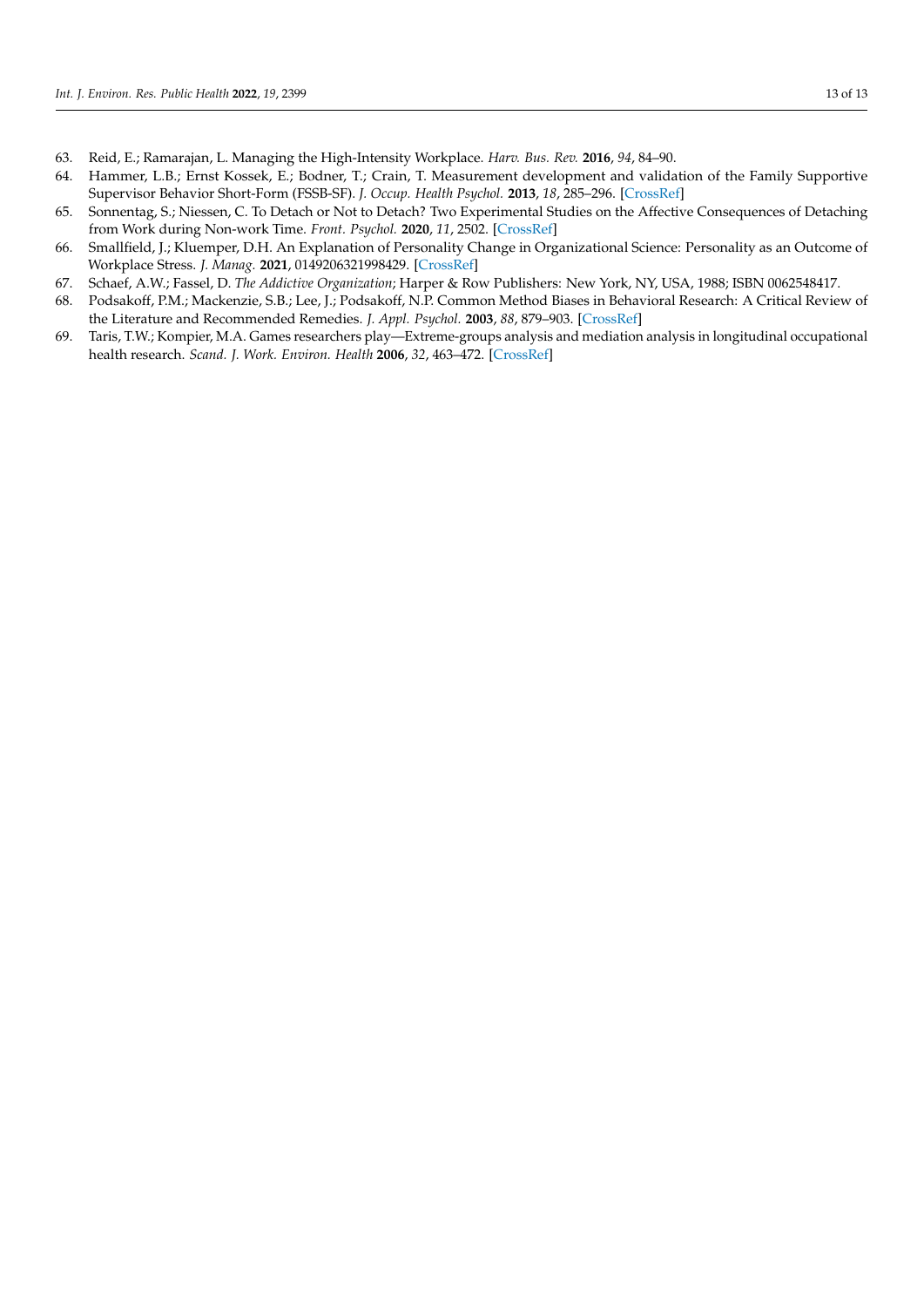63. Reid, E.; Ramarajan, L. Managing the High-Intensity Workplace. *Harv. Bus. Rev.* **2016**, *94*, 84–90.
64. Hammer, L.B.; Ernst Kossek, E.; Bodner, T.; Crain, T. Measurement development and validation of the Family Supportive Supervisor Behavior Short-Form (FSSB-SF). *J. Occup. Health Psychol.* **2013**, *18*, 285–296. [CrossRef]
65. Sonnentag, S.; Niessen, C. To Detach or Not to Detach? Two Experimental Studies on the Affective Consequences of Detaching from Work during Non-work Time. *Front. Psychol.* **2020**, *11*, 2502. [CrossRef]
66. Smallfield, J.; Kluemper, D.H. An Explanation of Personality Change in Organizational Science: Personality as an Outcome of Workplace Stress. *J. Manag.* **2021**, 0149206321998429. [CrossRef]
67. Schaef, A.W.; Fassel, D. *The Addictive Organization*; Harper & Row Publishers: New York, NY, USA, 1988; ISBN 0062548417.
68. Podsakoff, P.M.; Mackenzie, S.B.; Lee, J.; Podsakoff, N.P. Common Method Biases in Behavioral Research: A Critical Review of the Literature and Recommended Remedies. *J. Appl. Psychol.* **2003**, *88*, 879–903. [CrossRef]
69. Taris, T.W.; Kompier, M.A. Games researchers play—Extreme-groups analysis and mediation analysis in longitudinal occupational health research. *Scand. J. Work. Environ. Health* **2006**, *32*, 463–472. [CrossRef]